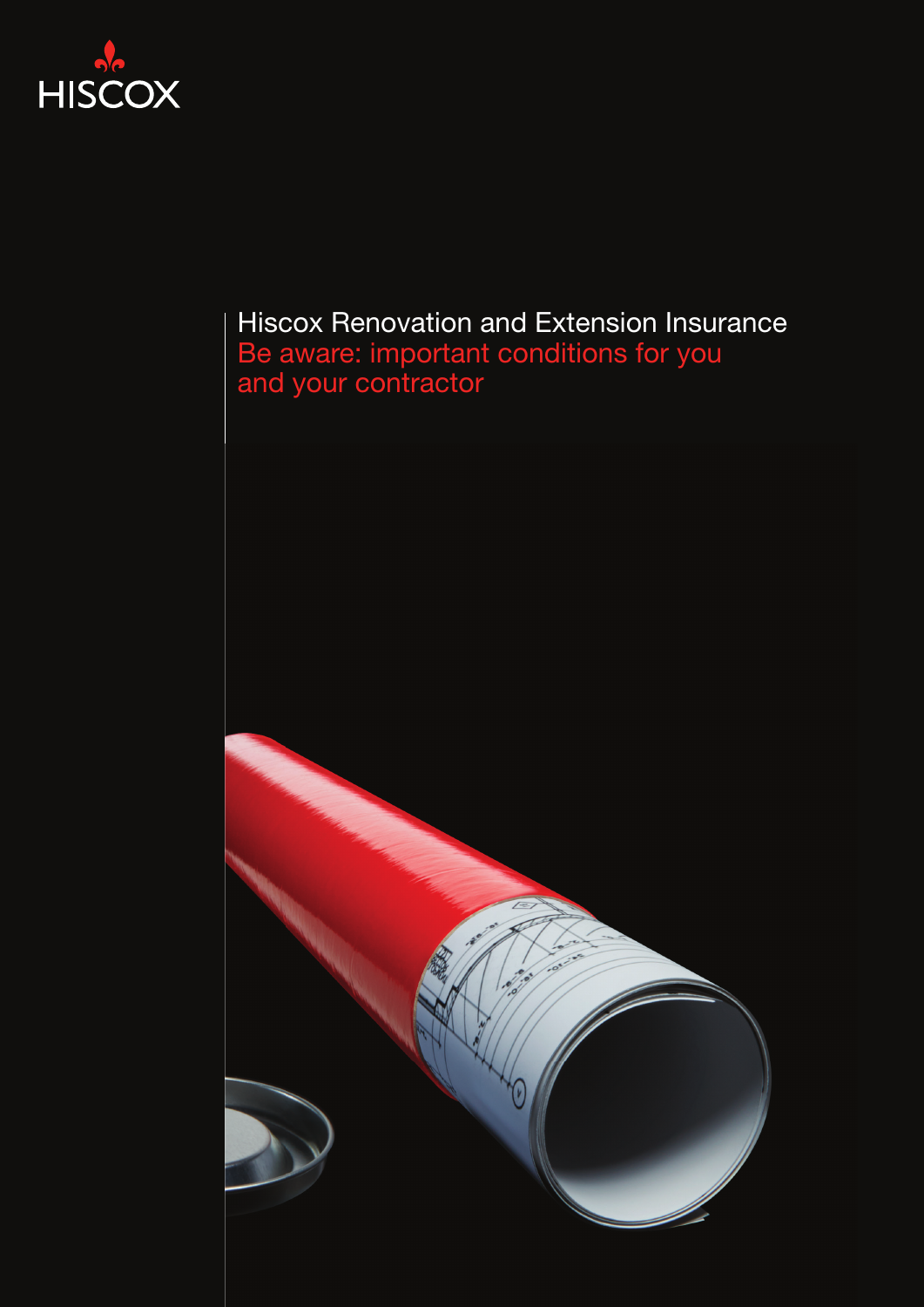HISCOX

# Hiscox Renovation and Extension Insurance

## Be aware: important conditions for you and your contractor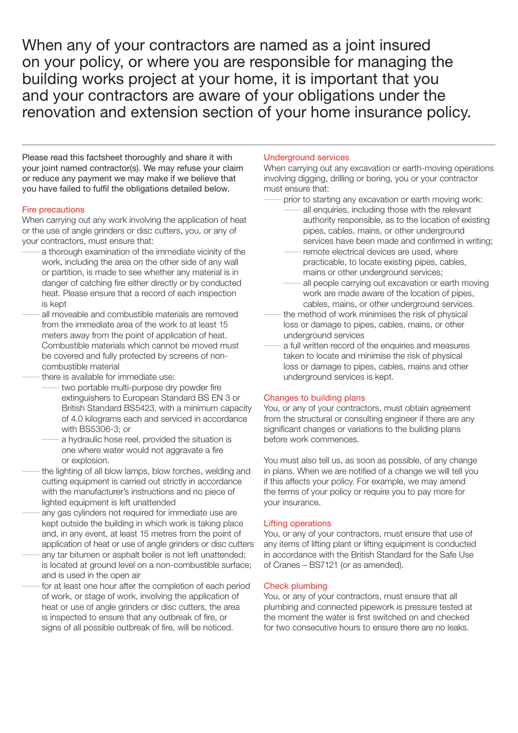# When any of your contractors are named as a joint insured on your policy, or where you are responsible for managing the building works project at your home, it is important that you and your contractors are aware of your obligations under the renovation and extension section of your home insurance policy.

Please read this factsheet thoroughly and share it with your joint named contractor(s). We may refuse your claim or reduce any payment we may make if we believe that you have failed to fulfil the obligations detailed below.

## Fire precautions

When carrying out any work involving the application of heat or the use of angle grinders or disc cutters, you, or any of your contractors, must ensure that:

- a thorough examination of the immediate vicinity of the work, including the area on the other side of any wall or partition, is made to see whether any material is in danger of catching fire either directly or by conducted heat. Please ensure that a record of each inspection is kept
- all moveable and combustible materials are removed from the immediate area of the work to at least 15 meters away from the point of application of heat. Combustible materials which cannot be moved must be covered and fully protected by screens of non-combustible material
- there is available for immediate use:
  - two portable multi-purpose dry powder fire extinguishers to European Standard BS EN 3 or British Standard BS5423, with a minimum capacity of 4.0 kilograms each and serviced in accordance with BS5306-3; or
  - a hydraulic hose reel, provided the situation is one where water would not aggravate a fire or explosion.
- the lighting of all blow lamps, blow torches, welding and cutting equipment is carried out strictly in accordance with the manufacturer's instructions and no piece of lighted equipment is left unattended
- any gas cylinders not required for immediate use are kept outside the building in which work is taking place and, in any event, at least 15 metres from the point of application of heat or use of angle grinders or disc cutters
- any tar bitumen or asphalt boiler is not left unattended; is located at ground level on a non-combustible surface; and is used in the open air
- for at least one hour after the completion of each period of work, or stage of work, involving the application of heat or use of angle grinders or disc cutters, the area is inspected to ensure that any outbreak of fire, or signs of all possible outbreak of fire, will be noticed.

## Underground services

When carrying out any excavation or earth-moving operations involving digging, drilling or boring, you or your contractor must ensure that:

- prior to starting any excavation or earth moving work:
  - all enquiries, including those with the relevant authority responsible, as to the location of existing pipes, cables, mains, or other underground services have been made and confirmed in writing;
  - remote electrical devices are used, where practicable, to locate existing pipes, cables, mains or other underground services;
  - all people carrying out excavation or earth moving work are made aware of the location of pipes, cables, mains, or other underground services.
- the method of work minimises the risk of physical loss or damage to pipes, cables, mains, or other underground services
- a full written record of the enquiries and measures taken to locate and minimise the risk of physical loss or damage to pipes, cables, mains and other underground services is kept.

## Changes to building plans

You, or any of your contractors, must obtain agreement from the structural or consulting engineer if there are any significant changes or variations to the building plans before work commences.

You must also tell us, as soon as possible, of any change in plans. When we are notified of a change we will tell you if this affects your policy. For example, we may amend the terms of your policy or require you to pay more for your insurance.

## Lifting operations

You, or any of your contractors, must ensure that use of any items of lifting plant or lifting equipment is conducted in accordance with the British Standard for the Safe Use of Cranes – BS7121 (or as amended).

## Check plumbing

You, or any of your contractors, must ensure that all plumbing and connected pipework is pressure tested at the moment the water is first switched on and checked for two consecutive hours to ensure there are no leaks.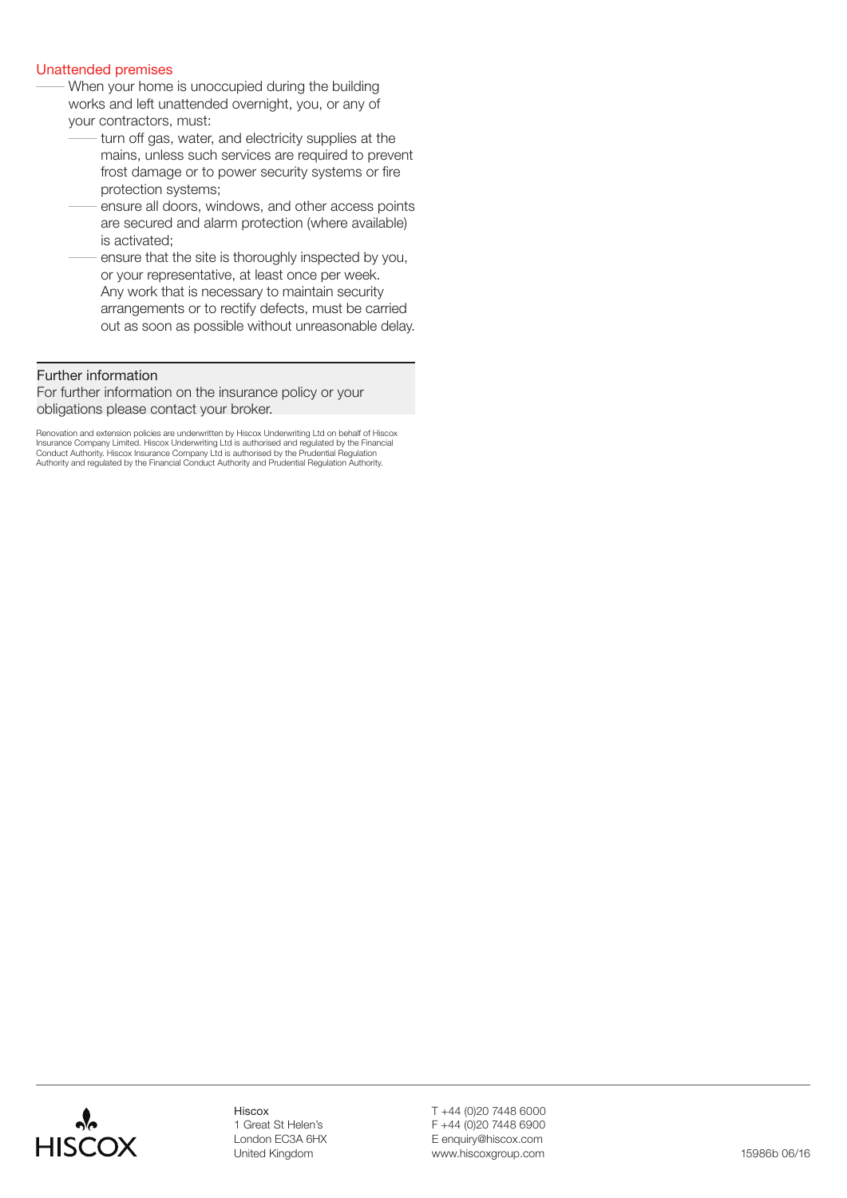## Unattended premises

- When your home is unoccupied during the building works and left unattended overnight, you, or any of your contractors, must:
  - turn off gas, water, and electricity supplies at the mains, unless such services are required to prevent frost damage or to power security systems or fire protection systems;
  - ensure all doors, windows, and other access points are secured and alarm protection (where available) is activated;
  - ensure that the site is thoroughly inspected by you, or your representative, at least once per week. Any work that is necessary to maintain security arrangements or to rectify defects, must be carried out as soon as possible without unreasonable delay.

## Further information

For further information on the insurance policy or your obligations please contact your broker.

Renovation and extension policies are underwritten by Hiscox Underwriting Ltd on behalf of Hiscox Insurance Company Limited. Hiscox Underwriting Ltd is authorised and regulated by the Financial Conduct Authority. Hiscox Insurance Company Ltd is authorised by the Prudential Regulation Authority and regulated by the Financial Conduct Authority and Prudential Regulation Authority.

HISCOX

Hiscox
1 Great St Helen's
London EC3A 6HX
United Kingdom

T +44 (0)20 7448 6000
F +44 (0)20 7448 6900
E enquiry@hiscox.com
www.hiscoxgroup.com

15986b 06/16